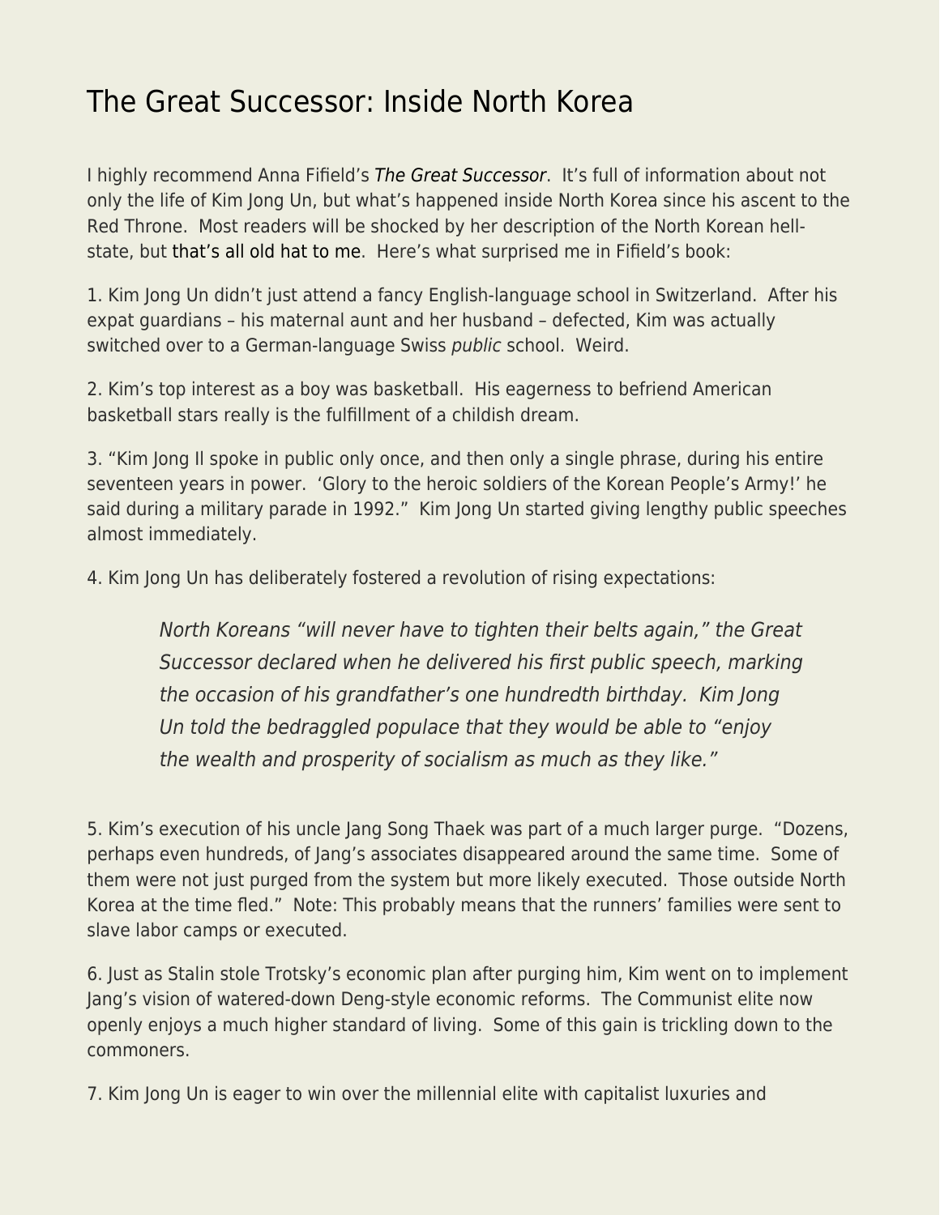# The Great Successor: Inside North Korea

I highly recommend Anna Fifield's *The Great Successor*. It's full of information about not only the life of Kim Jong Un, but what's happened inside North Korea since his ascent to the Red Throne. Most readers will be shocked by her description of the North Korean hell-state, but that's all old hat to me. Here's what surprised me in Fifield's book:

1. Kim Jong Un didn't just attend a fancy English-language school in Switzerland. After his expat guardians – his maternal aunt and her husband – defected, Kim was actually switched over to a German-language Swiss *public* school. Weird.

2. Kim's top interest as a boy was basketball. His eagerness to befriend American basketball stars really is the fulfillment of a childish dream.

3. "Kim Jong Il spoke in public only once, and then only a single phrase, during his entire seventeen years in power. 'Glory to the heroic soldiers of the Korean People's Army!' he said during a military parade in 1992." Kim Jong Un started giving lengthy public speeches almost immediately.

4. Kim Jong Un has deliberately fostered a revolution of rising expectations:

> *North Koreans "will never have to tighten their belts again," the Great Successor declared when he delivered his first public speech, marking the occasion of his grandfather's one hundredth birthday. Kim Jong Un told the bedraggled populace that they would be able to "enjoy the wealth and prosperity of socialism as much as they like."*

5. Kim's execution of his uncle Jang Song Thaek was part of a much larger purge. "Dozens, perhaps even hundreds, of Jang's associates disappeared around the same time. Some of them were not just purged from the system but more likely executed. Those outside North Korea at the time fled." Note: This probably means that the runners' families were sent to slave labor camps or executed.

6. Just as Stalin stole Trotsky's economic plan after purging him, Kim went on to implement Jang's vision of watered-down Deng-style economic reforms. The Communist elite now openly enjoys a much higher standard of living. Some of this gain is trickling down to the commoners.

7. Kim Jong Un is eager to win over the millennial elite with capitalist luxuries and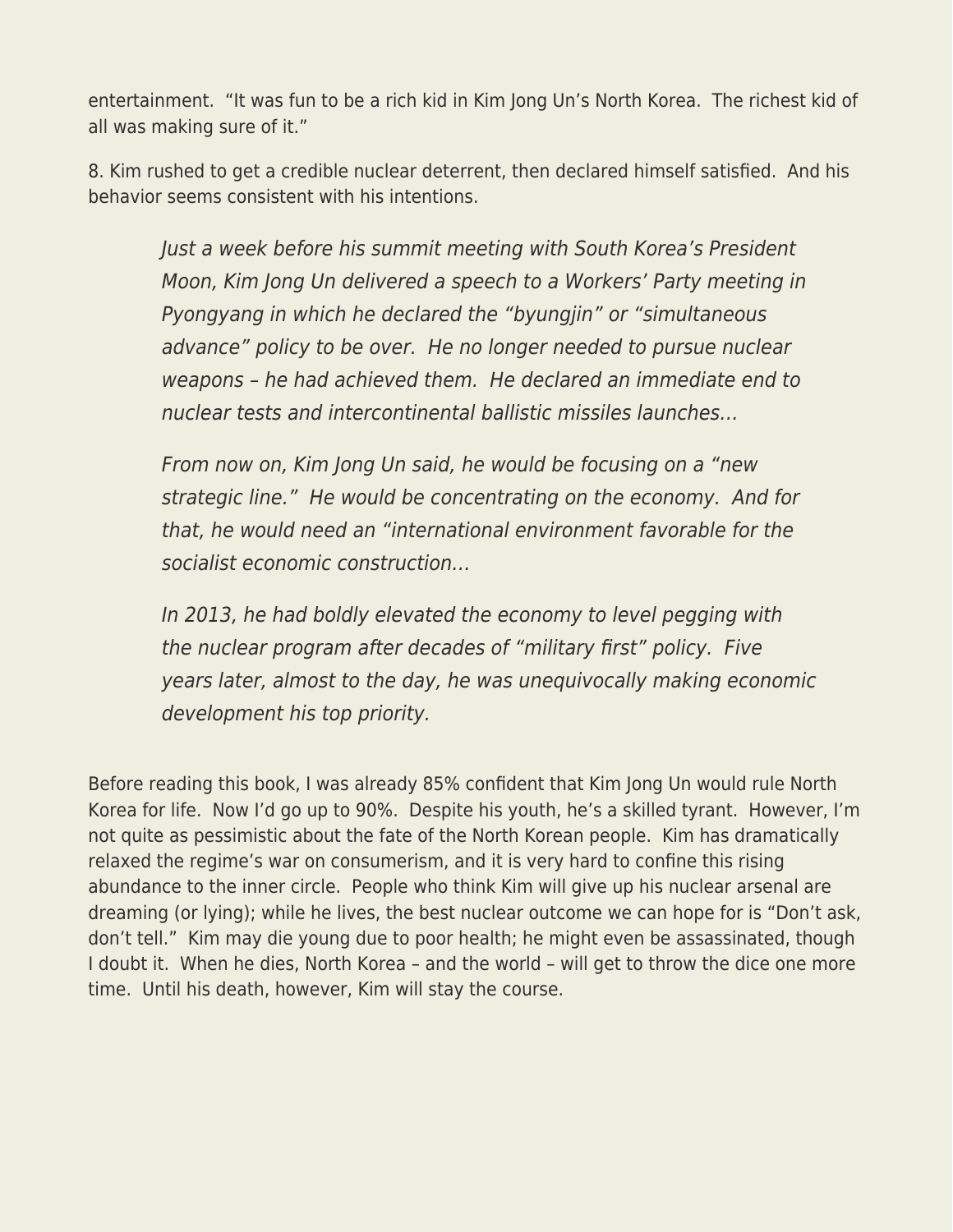entertainment. "It was fun to be a rich kid in Kim Jong Un's North Korea. The richest kid of all was making sure of it."

8. Kim rushed to get a credible nuclear deterrent, then declared himself satisfied. And his behavior seems consistent with his intentions.

> *Just a week before his summit meeting with South Korea's President Moon, Kim Jong Un delivered a speech to a Workers' Party meeting in Pyongyang in which he declared the "byungjin" or "simultaneous advance" policy to be over. He no longer needed to pursue nuclear weapons – he had achieved them. He declared an immediate end to nuclear tests and intercontinental ballistic missiles launches…*
>
> *From now on, Kim Jong Un said, he would be focusing on a "new strategic line." He would be concentrating on the economy. And for that, he would need an "international environment favorable for the socialist economic construction…*
>
> *In 2013, he had boldly elevated the economy to level pegging with the nuclear program after decades of "military first" policy. Five years later, almost to the day, he was unequivocally making economic development his top priority.*

Before reading this book, I was already 85% confident that Kim Jong Un would rule North Korea for life. Now I'd go up to 90%. Despite his youth, he's a skilled tyrant. However, I'm not quite as pessimistic about the fate of the North Korean people. Kim has dramatically relaxed the regime's war on consumerism, and it is very hard to confine this rising abundance to the inner circle. People who think Kim will give up his nuclear arsenal are dreaming (or lying); while he lives, the best nuclear outcome we can hope for is "Don't ask, don't tell." Kim may die young due to poor health; he might even be assassinated, though I doubt it. When he dies, North Korea – and the world – will get to throw the dice one more time. Until his death, however, Kim will stay the course.